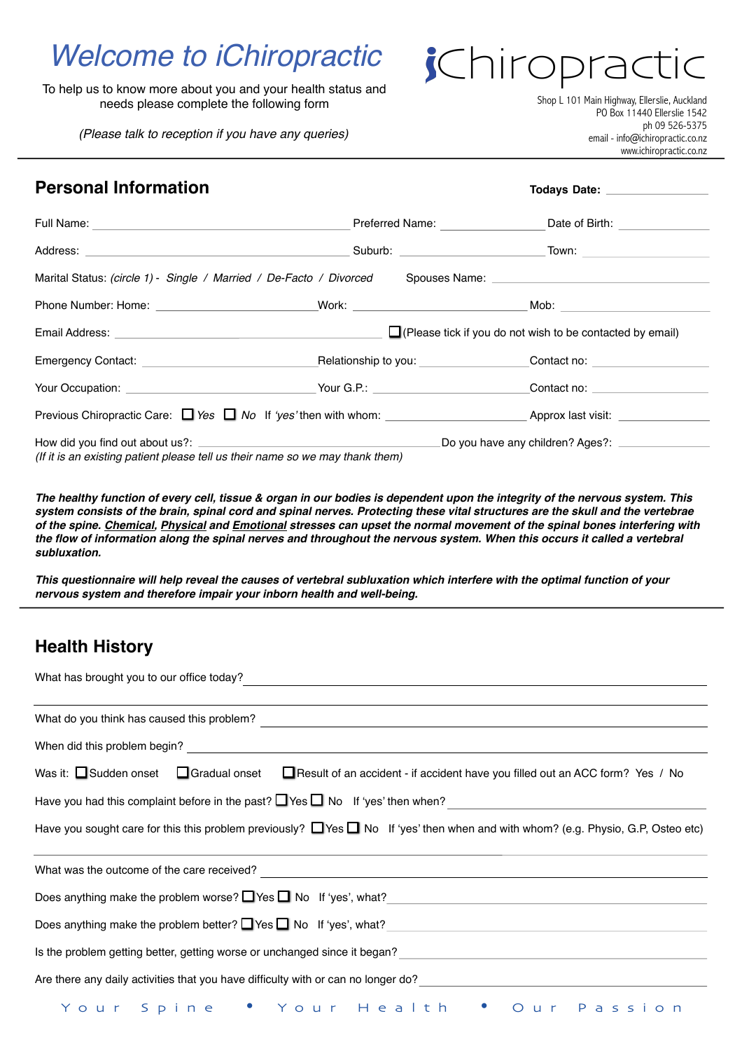# Welcome to iChiropractic

To help us to know more about you and your health status and needs please complete the following form

*(Please talk to reception if you have any queries)*

iChiropractic

Shop L 101 Main Highway, Ellerslie, Auckland
PO Box 11440 Ellerslie 1542
ph 09 526-5375
email - info@ichiropractic.co.nz
www.ichiropractic.co.nz

## Personal Information

**Todays Date:** ______________

Full Name: ______________________________ Preferred Name: ______________ Date of Birth: ______________

Address: ______________________________ Suburb: ______________ Town: ______________

Marital Status: *(circle 1)* - *Single / Married / De-Facto / Divorced* Spouses Name: ______________

Phone Number: Home: ______________ Work: ______________ Mob: ______________

Email Address: ______________ ☐ (Please tick if you do not wish to be contacted by email)

Emergency Contact: ______________ Relationship to you: ______________ Contact no: ______________

Your Occupation: ______________ Your G.P.: ______________ Contact no: ______________

Previous Chiropractic Care: ☐ *Yes* ☐ *No* If *'yes'* then with whom: ______________ Approx last visit: ______________

How did you find out about us?: ______________ Do you have any children? Ages?: ______________
*(If it is an existing patient please tell us their name so we may thank them)*

***The healthy function of every cell, tissue & organ in our bodies is dependent upon the integrity of the nervous system. This system consists of the brain, spinal cord and spinal nerves. Protecting these vital structures are the skull and the vertebrae of the spine. Chemical, Physical and Emotional stresses can upset the normal movement of the spinal bones interfering with the flow of information along the spinal nerves and throughout the nervous system. When this occurs it called a vertebral subluxation.***

***This questionnaire will help reveal the causes of vertebral subluxation which interfere with the optimal function of your nervous system and therefore impair your inborn health and well-being.***

## Health History

What has brought you to our office today? ______________________________

______________________________

What do you think has caused this problem? ______________________________

When did this problem begin? ______________________________

Was it: ☐ Sudden onset ☐ Gradual onset ☐ Result of an accident - if accident have you filled out an ACC form? Yes / No

Have you had this complaint before in the past? ☐ Yes ☐ No If 'yes' then when? ______________

Have you sought care for this this problem previously? ☐ Yes ☐ No If 'yes' then when and with whom? (e.g. Physio, G.P, Osteo etc)

______________________________

What was the outcome of the care received? ______________________________

Does anything make the problem worse? ☐ Yes ☐ No If 'yes', what? ______________

Does anything make the problem better? ☐ Yes ☐ No If 'yes', what? ______________

Is the problem getting better, getting worse or unchanged since it began? ______________

Are there any daily activities that you have difficulty with or can no longer do? ______________

Your Spine • Your Health • Our Passion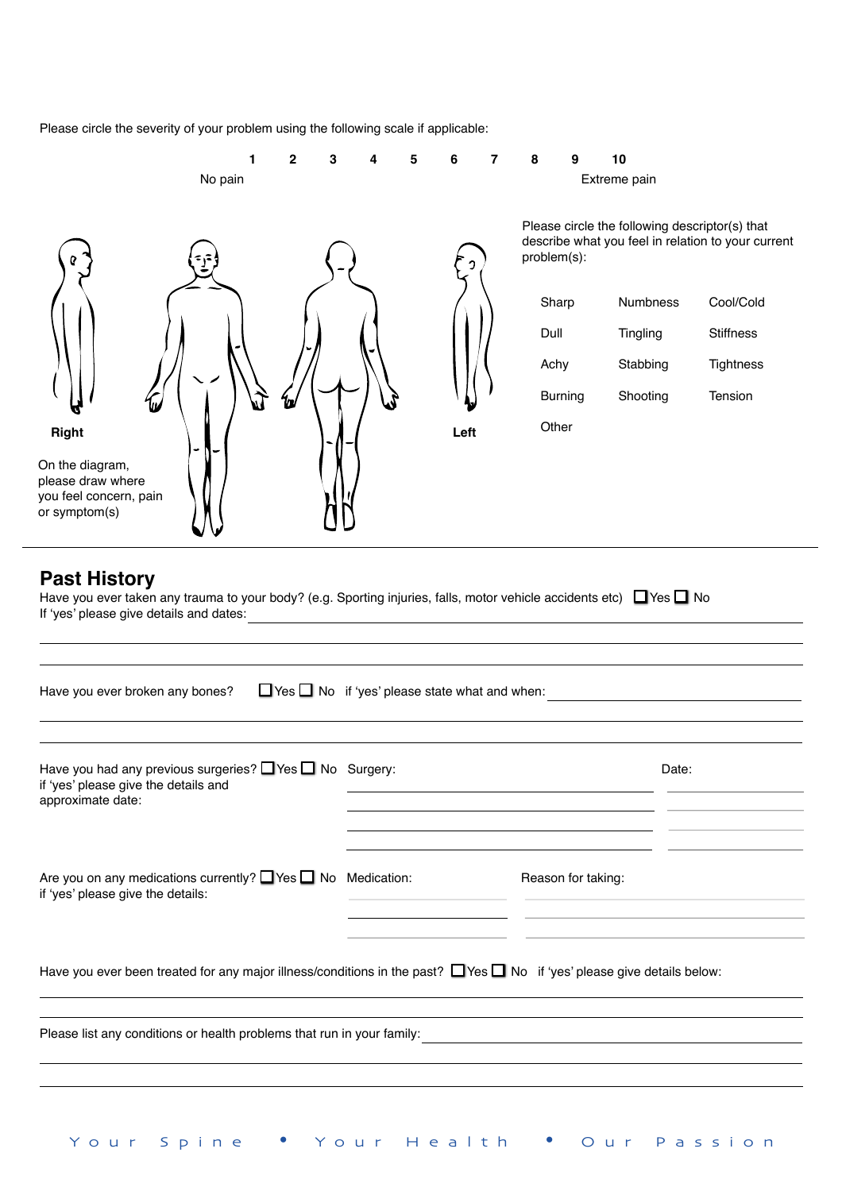Please circle the severity of your problem using the following scale if applicable:

| 1 | 2 | 3 | 4 | 5 | 6 | 7 | 8 | 9 | 10 |
|---|---|---|---|---|---|---|---|---|---|
| No pain | | | | | | | | | Extreme pain |

Right

Left

On the diagram, please draw where you feel concern, pain or symptom(s)

Please circle the following descriptor(s) that describe what you feel in relation to your current problem(s):

| | | |
|---|---|---|
| Sharp | Numbness | Cool/Cold |
| Dull | Tingling | Stiffness |
| Achy | Stabbing | Tightness |
| Burning | Shooting | Tension |
| Other | | |

## Past History

Have you ever taken any trauma to your body? (e.g. Sporting injuries, falls, motor vehicle accidents etc) ☐ Yes ☐ No

If 'yes' please give details and dates: \_\_\_\_\_\_\_\_\_\_\_\_\_\_\_\_\_\_\_\_

Have you ever broken any bones? ☐ Yes ☐ No if 'yes' please state what and when: \_\_\_\_\_\_\_\_\_\_\_\_\_\_\_\_\_\_\_\_

Have you had any previous surgeries? ☐ Yes ☐ No
if 'yes' please give the details and approximate date:

| Surgery: | Date: |
|---|---|
| | |
| | |
| | |
| | |

Are you on any medications currently? ☐ Yes ☐ No
if 'yes' please give the details:

| Medication: | Reason for taking: |
|---|---|
| | |
| | |
| | |

Have you ever been treated for any major illness/conditions in the past? ☐ Yes ☐ No if 'yes' please give details below:

\_\_\_\_\_\_\_\_\_\_\_\_\_\_\_\_\_\_\_\_

Please list any conditions or health problems that run in your family: \_\_\_\_\_\_\_\_\_\_\_\_\_\_\_\_\_\_\_\_

Your Spine • Your Health • Our Passion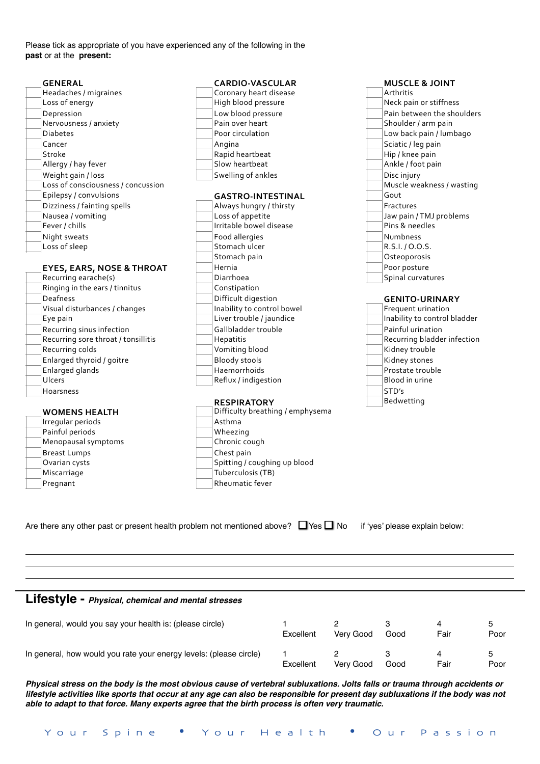Please tick as appropriate of you have experienced any of the following in the **past** or at the **present:**

### GENERAL

- [ ] Headaches / migraines
- [ ] Loss of energy
- [ ] Depression
- [ ] Nervousness / anxiety
- [ ] Diabetes
- [ ] Cancer
- [ ] Stroke
- [ ] Allergy / hay fever
- [ ] Weight gain / loss
- [ ] Loss of consciousness / concussion
- [ ] Epilepsy / convulsions
- [ ] Dizziness / fainting spells
- [ ] Nausea / vomiting
- [ ] Fever / chills
- [ ] Night sweats
- [ ] Loss of sleep

### EYES, EARS, NOSE & THROAT

- [ ] Recurring earache(s)
- [ ] Ringing in the ears / tinnitus
- [ ] Deafness
- [ ] Visual disturbances / changes
- [ ] Eye pain
- [ ] Recurring sinus infection
- [ ] Recurring sore throat / tonsillitis
- [ ] Recurring colds
- [ ] Enlarged thyroid / goitre
- [ ] Enlarged glands
- [ ] Ulcers
- [ ] Hoarsness

### WOMENS HEALTH

- [ ] Irregular periods
- [ ] Painful periods
- [ ] Menopausal symptoms
- [ ] Breast Lumps
- [ ] Ovarian cysts
- [ ] Miscarriage
- [ ] Pregnant

### CARDIO-VASCULAR

- [ ] Coronary heart disease
- [ ] High blood pressure
- [ ] Low blood pressure
- [ ] Pain over heart
- [ ] Poor circulation
- [ ] Angina
- [ ] Rapid heartbeat
- [ ] Slow heartbeat
- [ ] Swelling of ankles

### GASTRO-INTESTINAL

- [ ] Always hungry / thirsty
- [ ] Loss of appetite
- [ ] Irritable bowel disease
- [ ] Food allergies
- [ ] Stomach ulcer
- [ ] Stomach pain
- [ ] Hernia
- [ ] Diarrhoea
- [ ] Constipation
- [ ] Difficult digestion
- [ ] Inability to control bowel
- [ ] Liver trouble / jaundice
- [ ] Gallbladder trouble
- [ ] Hepatitis
- [ ] Vomiting blood
- [ ] Bloody stools
- [ ] Haemorrhoids
- [ ] Reflux / indigestion

### RESPIRATORY

- [ ] Difficulty breathing / emphysema
- [ ] Asthma
- [ ] Wheezing
- [ ] Chronic cough
- [ ] Chest pain
- [ ] Spitting / coughing up blood
- [ ] Tuberculosis (TB)
- [ ] Rheumatic fever

### MUSCLE & JOINT

- [ ] Arthritis
- [ ] Neck pain or stiffness
- [ ] Pain between the shoulders
- [ ] Shoulder / arm pain
- [ ] Low back pain / lumbago
- [ ] Sciatic / leg pain
- [ ] Hip / knee pain
- [ ] Ankle / foot pain
- [ ] Disc injury
- [ ] Muscle weakness / wasting
- [ ] Gout
- [ ] Fractures
- [ ] Jaw pain / TMJ problems
- [ ] Pins & needles
- [ ] Numbness
- [ ] R.S.I. / O.O.S.
- [ ] Osteoporosis
- [ ] Poor posture
- [ ] Spinal curvatures

### GENITO-URINARY

- [ ] Frequent urination
- [ ] Inability to control bladder
- [ ] Painful urination
- [ ] Recurring bladder infection
- [ ] Kidney trouble
- [ ] Kidney stones
- [ ] Prostate trouble
- [ ] Blood in urine
- [ ] STD's
- [ ] Bedwetting

Are there any other past or present health problem not mentioned above? ☐ Yes ☐ No if 'yes' please explain below:

\_\_\_\_\_\_\_\_\_\_\_\_\_\_\_\_\_\_\_\_\_\_\_\_\_\_\_\_\_\_\_\_\_\_\_\_\_\_\_\_\_\_\_\_\_\_\_\_\_\_\_\_\_\_\_\_\_\_\_\_\_\_\_\_\_\_\_\_\_\_\_\_

\_\_\_\_\_\_\_\_\_\_\_\_\_\_\_\_\_\_\_\_\_\_\_\_\_\_\_\_\_\_\_\_\_\_\_\_\_\_\_\_\_\_\_\_\_\_\_\_\_\_\_\_\_\_\_\_\_\_\_\_\_\_\_\_\_\_\_\_\_\_\_\_

\_\_\_\_\_\_\_\_\_\_\_\_\_\_\_\_\_\_\_\_\_\_\_\_\_\_\_\_\_\_\_\_\_\_\_\_\_\_\_\_\_\_\_\_\_\_\_\_\_\_\_\_\_\_\_\_\_\_\_\_\_\_\_\_\_\_\_\_\_\_\_\_

## Lifestyle - *Physical, chemical and mental stresses*

| | | | | | |
|---|---|---|---|---|---|
| In general, would you say your health is: (please circle) | 1 Excellent | 2 Very Good | 3 Good | 4 Fair | 5 Poor |
| In general, how would you rate your energy levels: (please circle) | 1 Excellent | 2 Very Good | 3 Good | 4 Fair | 5 Poor |

***Physical stress on the body is the most obvious cause of vertebral subluxations. Jolts falls or trauma through accidents or lifestyle activities like sports that occur at any age can also be responsible for present day subluxations if the body was not able to adapt to that force. Many experts agree that the birth process is often very traumatic.***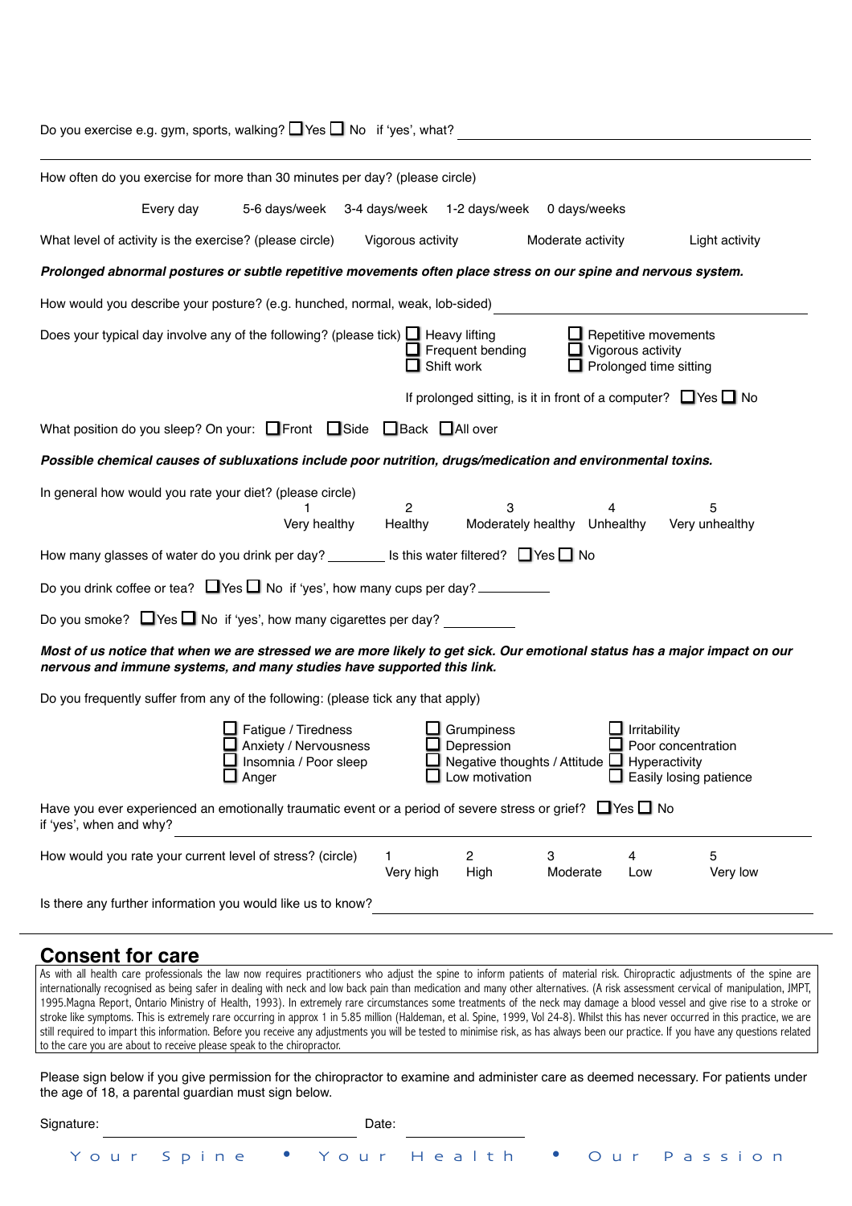Do you exercise e.g. gym, sports, walking? ☐ Yes ☐ No if 'yes', what? ____________________

How often do you exercise for more than 30 minutes per day? (please circle)

Every day   5-6 days/week   3-4 days/week   1-2 days/week   0 days/weeks

What level of activity is the exercise? (please circle)   Vigorous activity   Moderate activity   Light activity

***Prolonged abnormal postures or subtle repetitive movements often place stress on our spine and nervous system.***

How would you describe your posture? (e.g. hunched, normal, weak, lob-sided) ____________________

Does your typical day involve any of the following? (please tick)

- ☐ Heavy lifting
- ☐ Frequent bending
- ☐ Shift work
- ☐ Repetitive movements
- ☐ Vigorous activity
- ☐ Prolonged time sitting

If prolonged sitting, is it in front of a computer? ☐ Yes ☐ No

What position do you sleep? On your: ☐ Front ☐ Side ☐ Back ☐ All over

***Possible chemical causes of subluxations include poor nutrition, drugs/medication and environmental toxins.***

In general how would you rate your diet? (please circle)

| 1 | 2 | 3 | 4 | 5 |
|---|---|---|---|---|
| Very healthy | Healthy | Moderately healthy | Unhealthy | Very unhealthy |

How many glasses of water do you drink per day? ________ Is this water filtered? ☐ Yes ☐ No

Do you drink coffee or tea? ☐ Yes ☐ No if 'yes', how many cups per day? __________

Do you smoke? ☐ Yes ☐ No if 'yes', how many cigarettes per day? __________

***Most of us notice that when we are stressed we are more likely to get sick. Our emotional status has a major impact on our nervous and immune systems, and many studies have supported this link.***

Do you frequently suffer from any of the following: (please tick any that apply)

- ☐ Fatigue / Tiredness
- ☐ Anxiety / Nervousness
- ☐ Insomnia / Poor sleep
- ☐ Anger
- ☐ Grumpiness
- ☐ Depression
- ☐ Negative thoughts / Attitude
- ☐ Low motivation
- ☐ Irritability
- ☐ Poor concentration
- ☐ Hyperactivity
- ☐ Easily losing patience

Have you ever experienced an emotionally traumatic event or a period of severe stress or grief? ☐ Yes ☐ No
if 'yes', when and why? ____________________

How would you rate your current level of stress? (circle)

| 1 | 2 | 3 | 4 | 5 |
|---|---|---|---|---|
| Very high | High | Moderate | Low | Very low |

Is there any further information you would like us to know? ____________________

## Consent for care

As with all health care professionals the law now requires practitioners who adjust the spine to inform patients of material risk. Chiropractic adjustments of the spine are internationally recognised as being safer in dealing with neck and low back pain than medication and many other alternatives. (A risk assessment cervical of manipulation, JMPT, 1995.Magna Report, Ontario Ministry of Health, 1993). In extremely rare circumstances some treatments of the neck may damage a blood vessel and give rise to a stroke or stroke like symptoms. This is extremely rare occurring in approx 1 in 5.85 million (Haldeman, et al. Spine, 1999, Vol 24-8). Whilst this has never occurred in this practice, we are still required to impart this information. Before you receive any adjustments you will be tested to minimise risk, as has always been our practice. If you have any questions related to the care you are about to receive please speak to the chiropractor.

Please sign below if you give permission for the chiropractor to examine and administer care as deemed necessary. For patients under the age of 18, a parental guardian must sign below.

Signature: ____________________ Date: ____________

Your Spine • Your Health • Our Passion